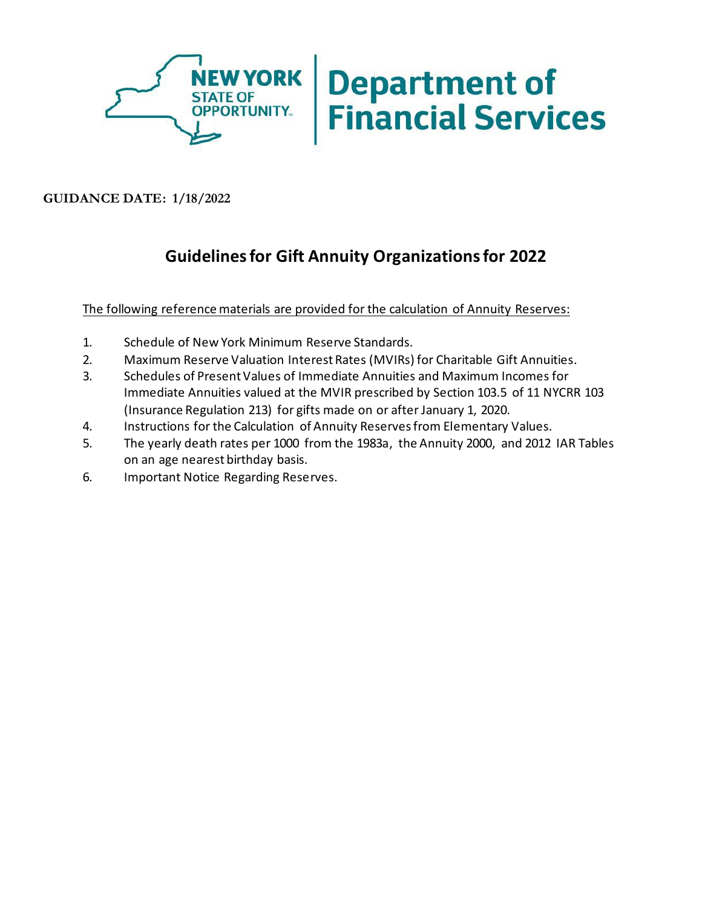NEW YORK STATE OF OPPORTUNITY | Department of Financial Services

**GUIDANCE DATE: 1/18/2022**

# Guidelines for Gift Annuity Organizations for 2022

The following reference materials are provided for the calculation of Annuity Reserves:

1. Schedule of New York Minimum Reserve Standards.
2. Maximum Reserve Valuation Interest Rates (MVIRs) for Charitable Gift Annuities.
3. Schedules of Present Values of Immediate Annuities and Maximum Incomes for Immediate Annuities valued at the MVIR prescribed by Section 103.5 of 11 NYCRR 103 (Insurance Regulation 213) for gifts made on or after January 1, 2020.
4. Instructions for the Calculation of Annuity Reserves from Elementary Values.
5. The yearly death rates per 1000 from the 1983a, the Annuity 2000, and 2012 IAR Tables on an age nearest birthday basis.
6. Important Notice Regarding Reserves.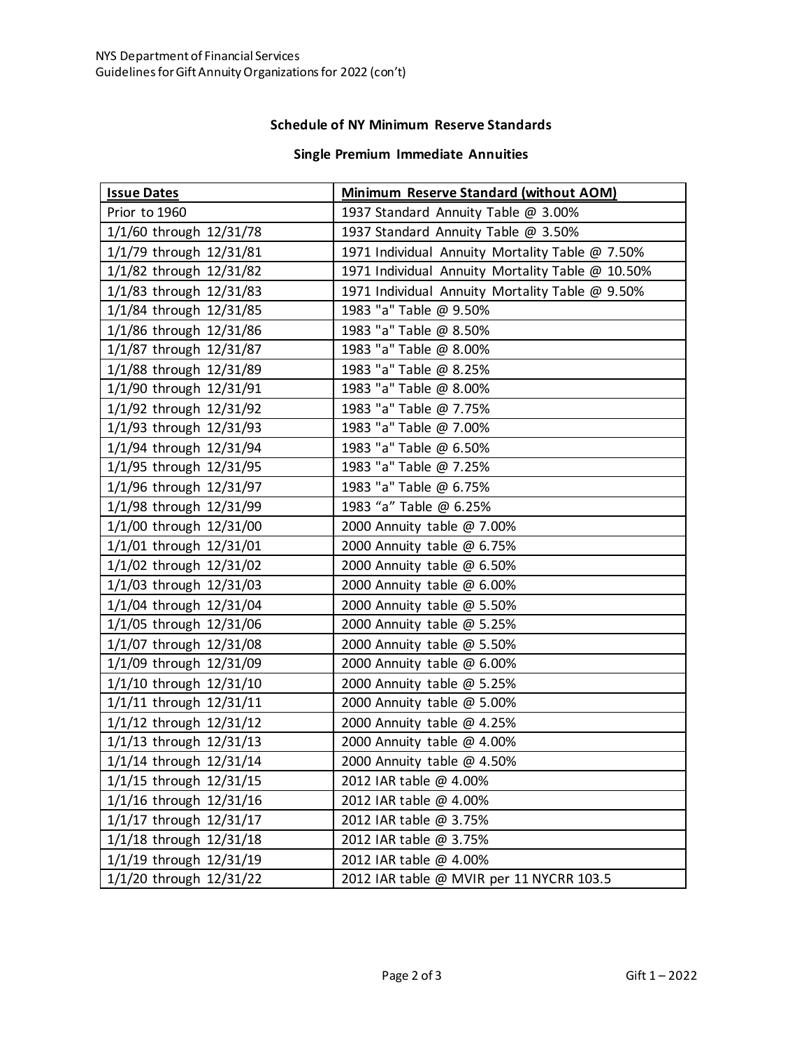## Schedule of NY Minimum Reserve Standards

### Single Premium Immediate Annuities

| Issue Dates | Minimum Reserve Standard (without AOM) |
|---|---|
| Prior to 1960 | 1937 Standard Annuity Table @ 3.00% |
| 1/1/60 through 12/31/78 | 1937 Standard Annuity Table @ 3.50% |
| 1/1/79 through 12/31/81 | 1971 Individual Annuity Mortality Table @ 7.50% |
| 1/1/82 through 12/31/82 | 1971 Individual Annuity Mortality Table @ 10.50% |
| 1/1/83 through 12/31/83 | 1971 Individual Annuity Mortality Table @ 9.50% |
| 1/1/84 through 12/31/85 | 1983 "a" Table @ 9.50% |
| 1/1/86 through 12/31/86 | 1983 "a" Table @ 8.50% |
| 1/1/87 through 12/31/87 | 1983 "a" Table @ 8.00% |
| 1/1/88 through 12/31/89 | 1983 "a" Table @ 8.25% |
| 1/1/90 through 12/31/91 | 1983 "a" Table @ 8.00% |
| 1/1/92 through 12/31/92 | 1983 "a" Table @ 7.75% |
| 1/1/93 through 12/31/93 | 1983 "a" Table @ 7.00% |
| 1/1/94 through 12/31/94 | 1983 "a" Table @ 6.50% |
| 1/1/95 through 12/31/95 | 1983 "a" Table @ 7.25% |
| 1/1/96 through 12/31/97 | 1983 "a" Table @ 6.75% |
| 1/1/98 through 12/31/99 | 1983 “a” Table @ 6.25% |
| 1/1/00 through 12/31/00 | 2000 Annuity table @ 7.00% |
| 1/1/01 through 12/31/01 | 2000 Annuity table @ 6.75% |
| 1/1/02 through 12/31/02 | 2000 Annuity table @ 6.50% |
| 1/1/03 through 12/31/03 | 2000 Annuity table @ 6.00% |
| 1/1/04 through 12/31/04 | 2000 Annuity table @ 5.50% |
| 1/1/05 through 12/31/06 | 2000 Annuity table @ 5.25% |
| 1/1/07 through 12/31/08 | 2000 Annuity table @ 5.50% |
| 1/1/09 through 12/31/09 | 2000 Annuity table @ 6.00% |
| 1/1/10 through 12/31/10 | 2000 Annuity table @ 5.25% |
| 1/1/11 through 12/31/11 | 2000 Annuity table @ 5.00% |
| 1/1/12 through 12/31/12 | 2000 Annuity table @ 4.25% |
| 1/1/13 through 12/31/13 | 2000 Annuity table @ 4.00% |
| 1/1/14 through 12/31/14 | 2000 Annuity table @ 4.50% |
| 1/1/15 through 12/31/15 | 2012 IAR table @ 4.00% |
| 1/1/16 through 12/31/16 | 2012 IAR table @ 4.00% |
| 1/1/17 through 12/31/17 | 2012 IAR table @ 3.75% |
| 1/1/18 through 12/31/18 | 2012 IAR table @ 3.75% |
| 1/1/19 through 12/31/19 | 2012 IAR table @ 4.00% |
| 1/1/20 through 12/31/22 | 2012 IAR table @ MVIR per 11 NYCRR 103.5 |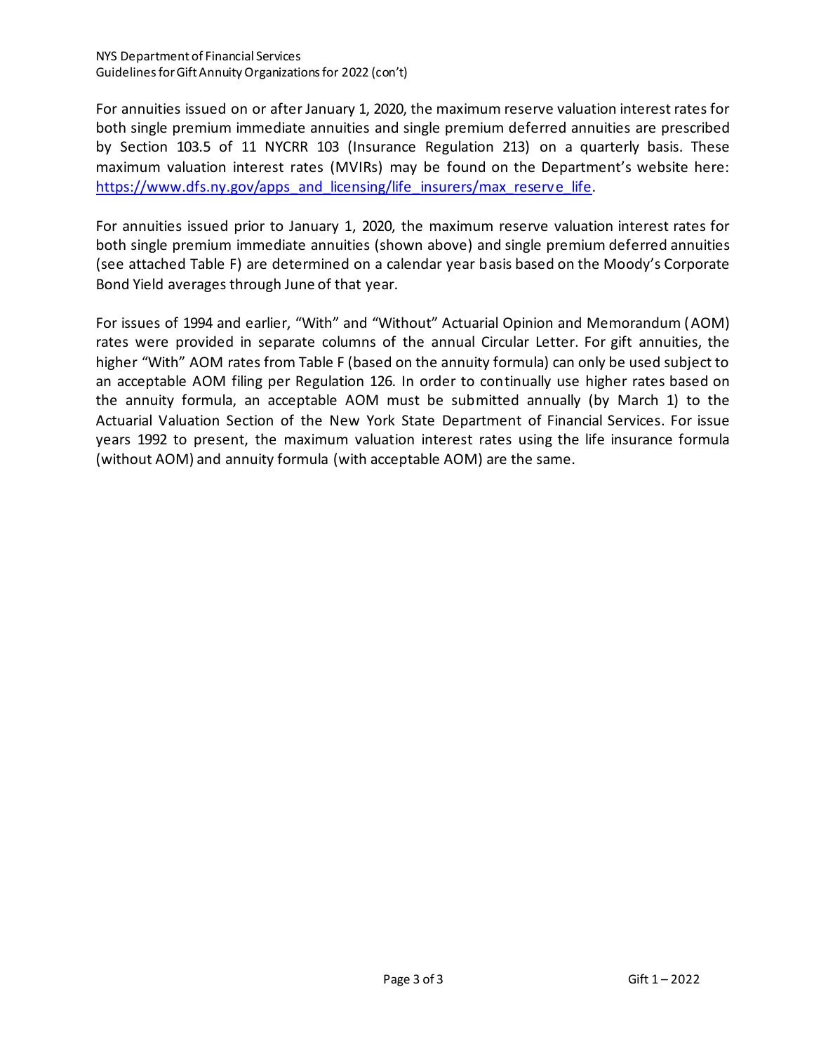For annuities issued on or after January 1, 2020, the maximum reserve valuation interest rates for both single premium immediate annuities and single premium deferred annuities are prescribed by Section 103.5 of 11 NYCRR 103 (Insurance Regulation 213) on a quarterly basis. These maximum valuation interest rates (MVIRs) may be found on the Department's website here: [https://www.dfs.ny.gov/apps_and_licensing/life_insurers/max_reserve_life](https://www.dfs.ny.gov/apps_and_licensing/life_insurers/max_reserve_life).

For annuities issued prior to January 1, 2020, the maximum reserve valuation interest rates for both single premium immediate annuities (shown above) and single premium deferred annuities (see attached Table F) are determined on a calendar year basis based on the Moody's Corporate Bond Yield averages through June of that year.

For issues of 1994 and earlier, "With" and "Without" Actuarial Opinion and Memorandum (AOM) rates were provided in separate columns of the annual Circular Letter. For gift annuities, the higher "With" AOM rates from Table F (based on the annuity formula) can only be used subject to an acceptable AOM filing per Regulation 126. In order to continually use higher rates based on the annuity formula, an acceptable AOM must be submitted annually (by March 1) to the Actuarial Valuation Section of the New York State Department of Financial Services. For issue years 1992 to present, the maximum valuation interest rates using the life insurance formula (without AOM) and annuity formula (with acceptable AOM) are the same.